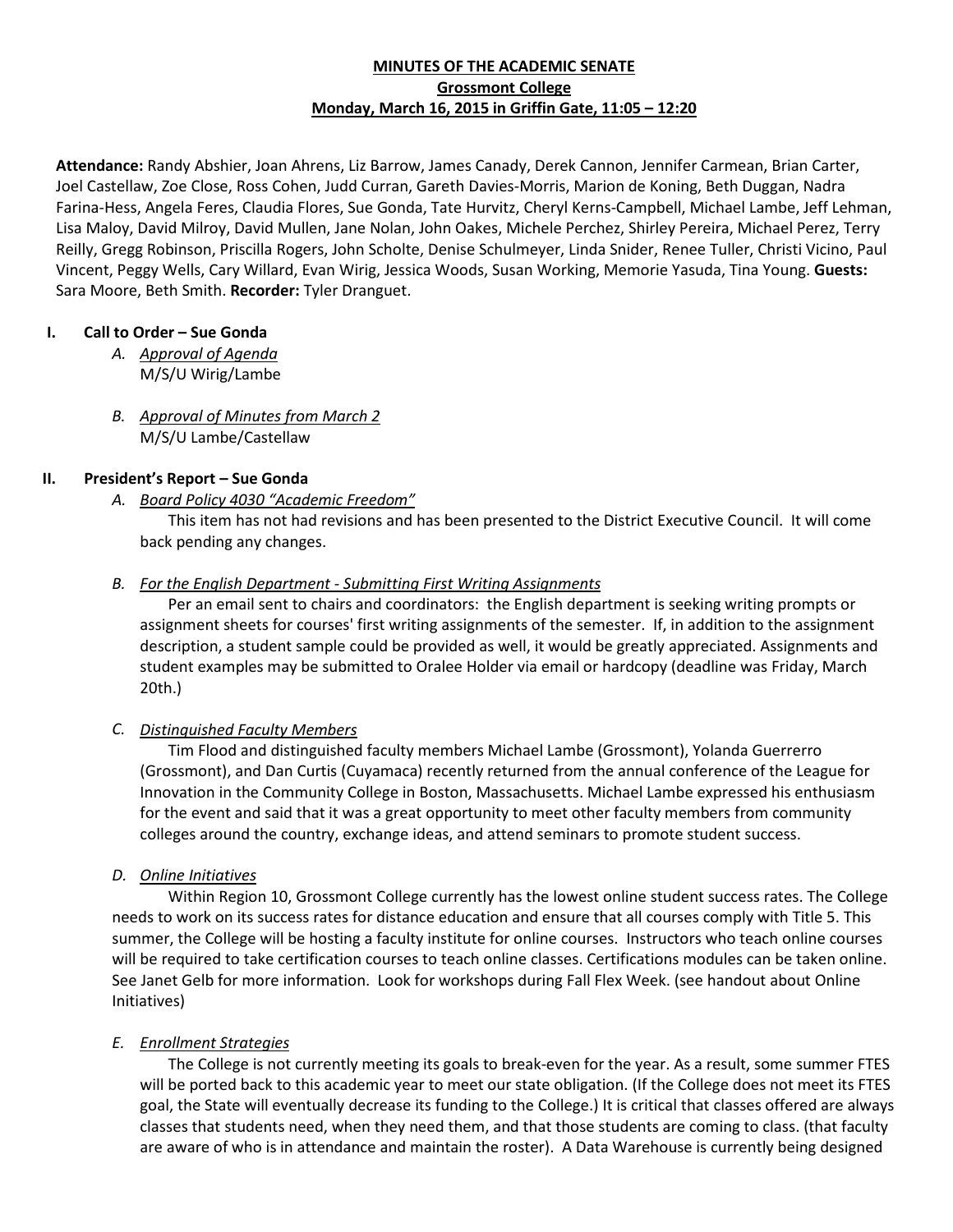**MINUTES OF THE ACADEMIC SENATE**
**Grossmont College**
**Monday, March 16, 2015 in Griffin Gate, 11:05 – 12:20**

**Attendance:** Randy Abshier, Joan Ahrens, Liz Barrow, James Canady, Derek Cannon, Jennifer Carmean, Brian Carter, Joel Castellaw, Zoe Close, Ross Cohen, Judd Curran, Gareth Davies-Morris, Marion de Koning, Beth Duggan, Nadra Farina-Hess, Angela Feres, Claudia Flores, Sue Gonda, Tate Hurvitz, Cheryl Kerns-Campbell, Michael Lambe, Jeff Lehman, Lisa Maloy, David Milroy, David Mullen, Jane Nolan, John Oakes, Michele Perchez, Shirley Pereira, Michael Perez, Terry Reilly, Gregg Robinson, Priscilla Rogers, John Scholte, Denise Schulmeyer, Linda Snider, Renee Tuller, Christi Vicino, Paul Vincent, Peggy Wells, Cary Willard, Evan Wirig, Jessica Woods, Susan Working, Memorie Yasuda, Tina Young. **Guests:** Sara Moore, Beth Smith. **Recorder:** Tyler Dranguet.

## I. Call to Order – Sue Gonda

A. *Approval of Agenda*
M/S/U Wirig/Lambe

B. *Approval of Minutes from March 2*
M/S/U Lambe/Castellaw

## II. President's Report – Sue Gonda

A. *Board Policy 4030 "Academic Freedom"*

This item has not had revisions and has been presented to the District Executive Council. It will come back pending any changes.

B. *For the English Department - Submitting First Writing Assignments*

Per an email sent to chairs and coordinators: the English department is seeking writing prompts or assignment sheets for courses' first writing assignments of the semester. If, in addition to the assignment description, a student sample could be provided as well, it would be greatly appreciated. Assignments and student examples may be submitted to Oralee Holder via email or hardcopy (deadline was Friday, March 20th.)

C. *Distinguished Faculty Members*

Tim Flood and distinguished faculty members Michael Lambe (Grossmont), Yolanda Guerrerro (Grossmont), and Dan Curtis (Cuyamaca) recently returned from the annual conference of the League for Innovation in the Community College in Boston, Massachusetts. Michael Lambe expressed his enthusiasm for the event and said that it was a great opportunity to meet other faculty members from community colleges around the country, exchange ideas, and attend seminars to promote student success.

D. *Online Initiatives*

Within Region 10, Grossmont College currently has the lowest online student success rates. The College needs to work on its success rates for distance education and ensure that all courses comply with Title 5. This summer, the College will be hosting a faculty institute for online courses. Instructors who teach online courses will be required to take certification courses to teach online classes. Certifications modules can be taken online. See Janet Gelb for more information. Look for workshops during Fall Flex Week. (see handout about Online Initiatives)

E. *Enrollment Strategies*

The College is not currently meeting its goals to break-even for the year. As a result, some summer FTES will be ported back to this academic year to meet our state obligation. (If the College does not meet its FTES goal, the State will eventually decrease its funding to the College.) It is critical that classes offered are always classes that students need, when they need them, and that those students are coming to class. (that faculty are aware of who is in attendance and maintain the roster). A Data Warehouse is currently being designed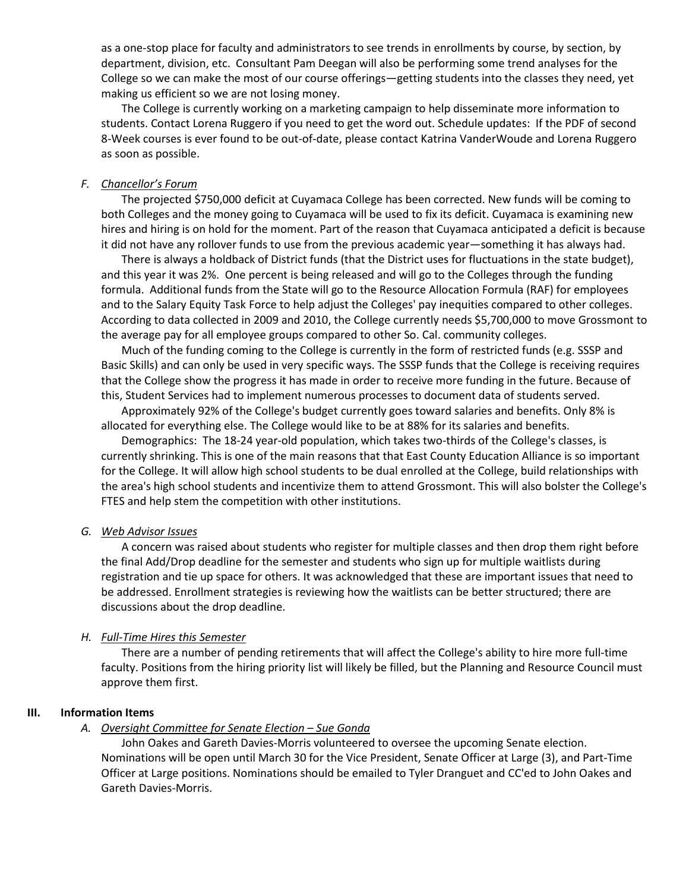as a one-stop place for faculty and administrators to see trends in enrollments by course, by section, by department, division, etc. Consultant Pam Deegan will also be performing some trend analyses for the College so we can make the most of our course offerings—getting students into the classes they need, yet making us efficient so we are not losing money.

The College is currently working on a marketing campaign to help disseminate more information to students. Contact Lorena Ruggero if you need to get the word out. Schedule updates: If the PDF of second 8-Week courses is ever found to be out-of-date, please contact Katrina VanderWoude and Lorena Ruggero as soon as possible.

*F. Chancellor's Forum*

The projected $750,000 deficit at Cuyamaca College has been corrected. New funds will be coming to both Colleges and the money going to Cuyamaca will be used to fix its deficit. Cuyamaca is examining new hires and hiring is on hold for the moment. Part of the reason that Cuyamaca anticipated a deficit is because it did not have any rollover funds to use from the previous academic year—something it has always had.

There is always a holdback of District funds (that the District uses for fluctuations in the state budget), and this year it was 2%. One percent is being released and will go to the Colleges through the funding formula. Additional funds from the State will go to the Resource Allocation Formula (RAF) for employees and to the Salary Equity Task Force to help adjust the Colleges' pay inequities compared to other colleges. According to data collected in 2009 and 2010, the College currently needs $5,700,000 to move Grossmont to the average pay for all employee groups compared to other So. Cal. community colleges.

Much of the funding coming to the College is currently in the form of restricted funds (e.g. SSSP and Basic Skills) and can only be used in very specific ways. The SSSP funds that the College is receiving requires that the College show the progress it has made in order to receive more funding in the future. Because of this, Student Services had to implement numerous processes to document data of students served.

Approximately 92% of the College's budget currently goes toward salaries and benefits. Only 8% is allocated for everything else. The College would like to be at 88% for its salaries and benefits.

Demographics: The 18-24 year-old population, which takes two-thirds of the College's classes, is currently shrinking. This is one of the main reasons that that East County Education Alliance is so important for the College. It will allow high school students to be dual enrolled at the College, build relationships with the area's high school students and incentivize them to attend Grossmont. This will also bolster the College's FTES and help stem the competition with other institutions.

*G. Web Advisor Issues*

A concern was raised about students who register for multiple classes and then drop them right before the final Add/Drop deadline for the semester and students who sign up for multiple waitlists during registration and tie up space for others. It was acknowledged that these are important issues that need to be addressed. Enrollment strategies is reviewing how the waitlists can be better structured; there are discussions about the drop deadline.

*H. Full-Time Hires this Semester*

There are a number of pending retirements that will affect the College's ability to hire more full-time faculty. Positions from the hiring priority list will likely be filled, but the Planning and Resource Council must approve them first.

## III. Information Items

*A. Oversight Committee for Senate Election – Sue Gonda*

John Oakes and Gareth Davies-Morris volunteered to oversee the upcoming Senate election. Nominations will be open until March 30 for the Vice President, Senate Officer at Large (3), and Part-Time Officer at Large positions. Nominations should be emailed to Tyler Dranguet and CC'ed to John Oakes and Gareth Davies-Morris.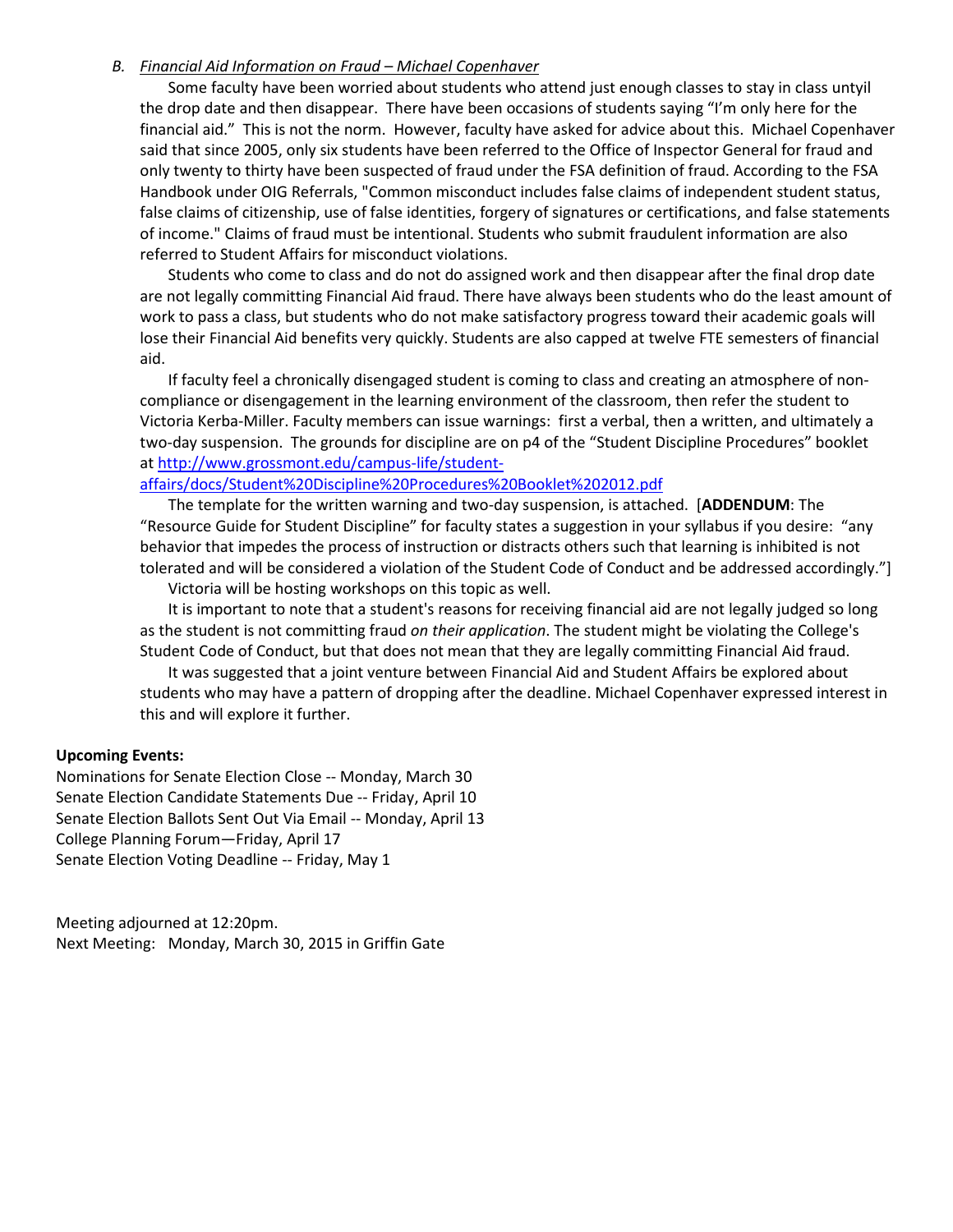B. *Financial Aid Information on Fraud – Michael Copenhaver*

Some faculty have been worried about students who attend just enough classes to stay in class untyil the drop date and then disappear. There have been occasions of students saying "I'm only here for the financial aid." This is not the norm. However, faculty have asked for advice about this. Michael Copenhaver said that since 2005, only six students have been referred to the Office of Inspector General for fraud and only twenty to thirty have been suspected of fraud under the FSA definition of fraud. According to the FSA Handbook under OIG Referrals, "Common misconduct includes false claims of independent student status, false claims of citizenship, use of false identities, forgery of signatures or certifications, and false statements of income." Claims of fraud must be intentional. Students who submit fraudulent information are also referred to Student Affairs for misconduct violations.

Students who come to class and do not do assigned work and then disappear after the final drop date are not legally committing Financial Aid fraud. There have always been students who do the least amount of work to pass a class, but students who do not make satisfactory progress toward their academic goals will lose their Financial Aid benefits very quickly. Students are also capped at twelve FTE semesters of financial aid.

If faculty feel a chronically disengaged student is coming to class and creating an atmosphere of non-compliance or disengagement in the learning environment of the classroom, then refer the student to Victoria Kerba-Miller. Faculty members can issue warnings: first a verbal, then a written, and ultimately a two-day suspension. The grounds for discipline are on p4 of the "Student Discipline Procedures" booklet at http://www.grossmont.edu/campus-life/student-affairs/docs/Student%20Discipline%20Procedures%20Booklet%202012.pdf

The template for the written warning and two-day suspension, is attached. [**ADDENDUM**: The "Resource Guide for Student Discipline" for faculty states a suggestion in your syllabus if you desire: "any behavior that impedes the process of instruction or distracts others such that learning is inhibited is not tolerated and will be considered a violation of the Student Code of Conduct and be addressed accordingly."]

Victoria will be hosting workshops on this topic as well.

It is important to note that a student's reasons for receiving financial aid are not legally judged so long as the student is not committing fraud *on their application*. The student might be violating the College's Student Code of Conduct, but that does not mean that they are legally committing Financial Aid fraud.

It was suggested that a joint venture between Financial Aid and Student Affairs be explored about students who may have a pattern of dropping after the deadline. Michael Copenhaver expressed interest in this and will explore it further.

**Upcoming Events:**

Nominations for Senate Election Close -- Monday, March 30
Senate Election Candidate Statements Due -- Friday, April 10
Senate Election Ballots Sent Out Via Email -- Monday, April 13
College Planning Forum—Friday, April 17
Senate Election Voting Deadline -- Friday, May 1

Meeting adjourned at 12:20pm.
Next Meeting: Monday, March 30, 2015 in Griffin Gate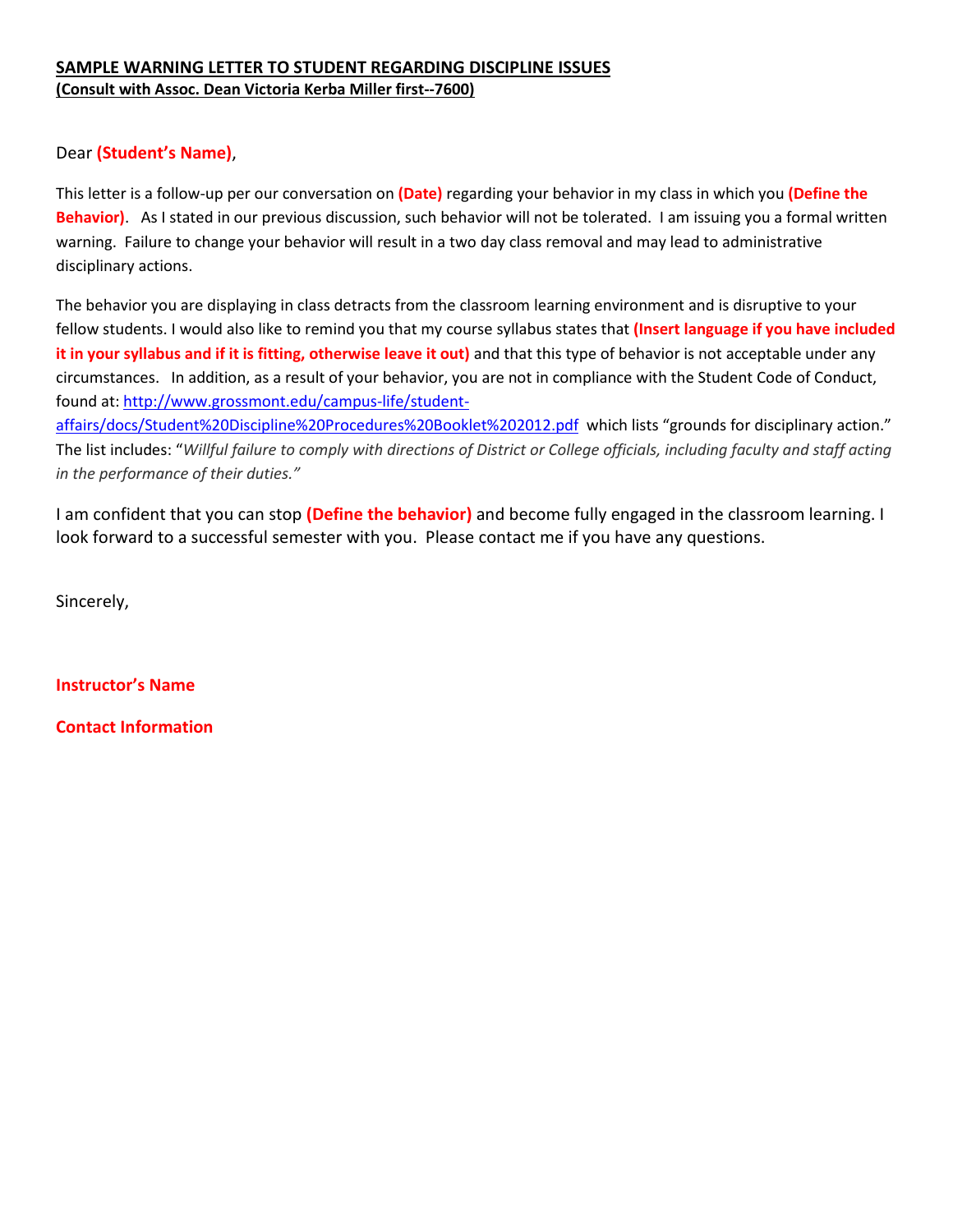**SAMPLE WARNING LETTER TO STUDENT REGARDING DISCIPLINE ISSUES**
**(Consult with Assoc. Dean Victoria Kerba Miller first--7600)**

Dear **(Student's Name)**,

This letter is a follow-up per our conversation on **(Date)** regarding your behavior in my class in which you **(Define the Behavior)**. As I stated in our previous discussion, such behavior will not be tolerated. I am issuing you a formal written warning. Failure to change your behavior will result in a two day class removal and may lead to administrative disciplinary actions.

The behavior you are displaying in class detracts from the classroom learning environment and is disruptive to your fellow students. I would also like to remind you that my course syllabus states that **(Insert language if you have included it in your syllabus and if it is fitting, otherwise leave it out)** and that this type of behavior is not acceptable under any circumstances. In addition, as a result of your behavior, you are not in compliance with the Student Code of Conduct, found at: http://www.grossmont.edu/campus-life/student-affairs/docs/Student%20Discipline%20Procedures%20Booklet%202012.pdf which lists "grounds for disciplinary action." The list includes: "*Willful failure to comply with directions of District or College officials, including faculty and staff acting in the performance of their duties."*

I am confident that you can stop **(Define the behavior)** and become fully engaged in the classroom learning. I look forward to a successful semester with you. Please contact me if you have any questions.

Sincerely,

**Instructor's Name**

**Contact Information**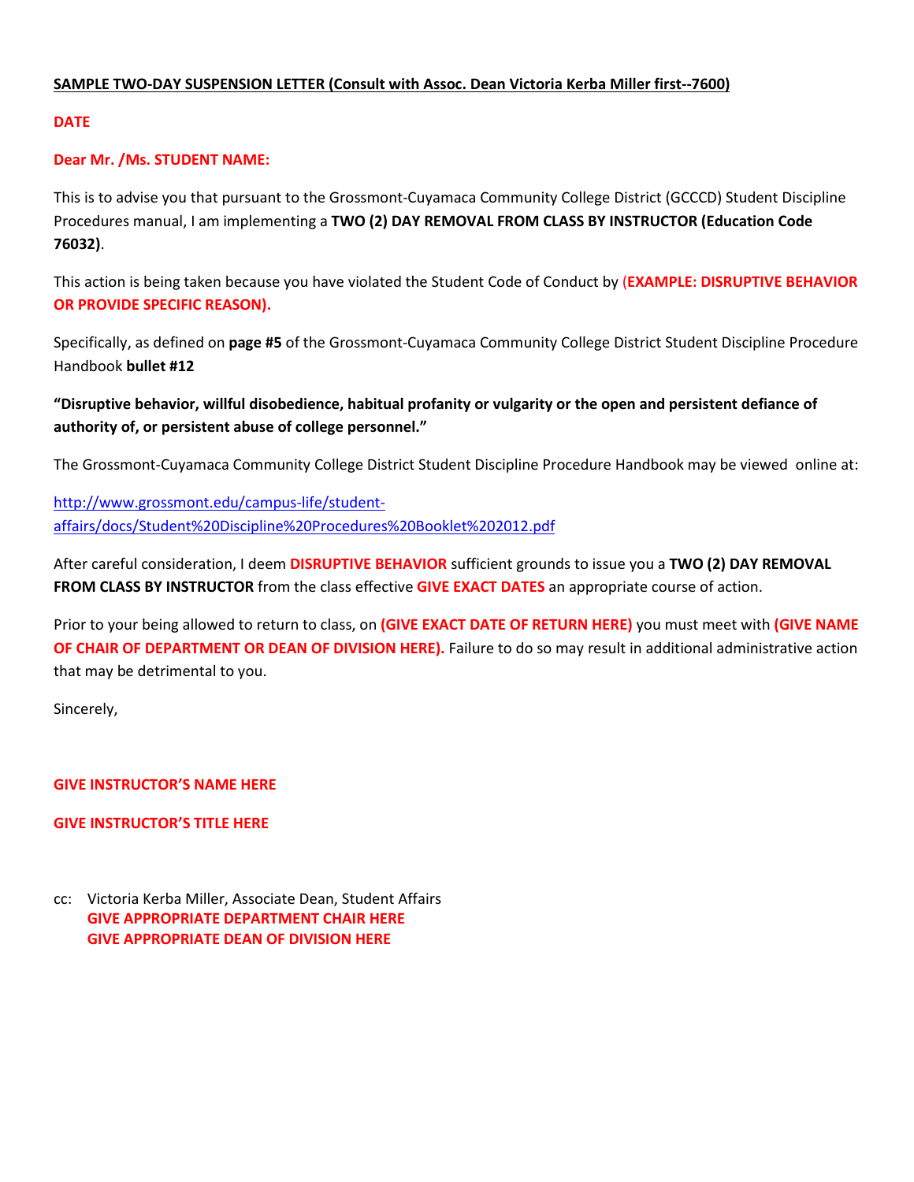**SAMPLE TWO-DAY SUSPENSION LETTER (Consult with Assoc. Dean Victoria Kerba Miller first--7600)**

**DATE**

**Dear Mr. /Ms. STUDENT NAME:**

This is to advise you that pursuant to the Grossmont-Cuyamaca Community College District (GCCCD) Student Discipline Procedures manual, I am implementing a **TWO (2) DAY REMOVAL FROM CLASS BY INSTRUCTOR (Education Code 76032)**.

This action is being taken because you have violated the Student Code of Conduct by (**EXAMPLE: DISRUPTIVE BEHAVIOR OR PROVIDE SPECIFIC REASON).**

Specifically, as defined on **page #5** of the Grossmont-Cuyamaca Community College District Student Discipline Procedure Handbook **bullet #12**

**"Disruptive behavior, willful disobedience, habitual profanity or vulgarity or the open and persistent defiance of authority of, or persistent abuse of college personnel."**

The Grossmont-Cuyamaca Community College District Student Discipline Procedure Handbook may be viewed online at:

http://www.grossmont.edu/campus-life/student-affairs/docs/Student%20Discipline%20Procedures%20Booklet%202012.pdf

After careful consideration, I deem **DISRUPTIVE BEHAVIOR** sufficient grounds to issue you a **TWO (2) DAY REMOVAL FROM CLASS BY INSTRUCTOR** from the class effective **GIVE EXACT DATES** an appropriate course of action.

Prior to your being allowed to return to class, on **(GIVE EXACT DATE OF RETURN HERE)** you must meet with **(GIVE NAME OF CHAIR OF DEPARTMENT OR DEAN OF DIVISION HERE).** Failure to do so may result in additional administrative action that may be detrimental to you.

Sincerely,

**GIVE INSTRUCTOR'S NAME HERE**

**GIVE INSTRUCTOR'S TITLE HERE**

cc: Victoria Kerba Miller, Associate Dean, Student Affairs
**GIVE APPROPRIATE DEPARTMENT CHAIR HERE**
**GIVE APPROPRIATE DEAN OF DIVISION HERE**